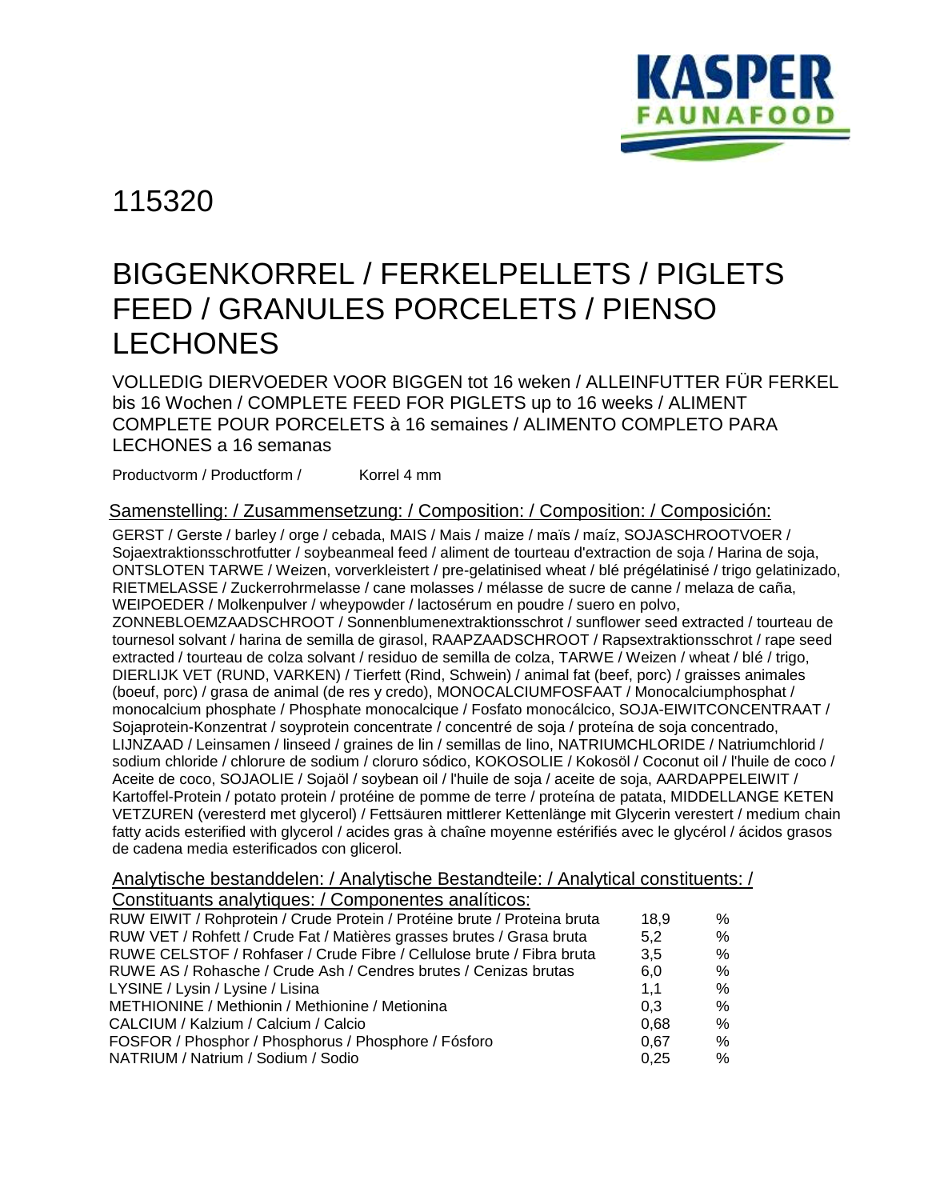KASPER FAUNAFOOD

# 115320

## BIGGENKORREL / FERKELPELLETS / PIGLETS FEED / GRANULES PORCELETS / PIENSO LECHONES

VOLLEDIG DIERVOEDER VOOR BIGGEN tot 16 weken / ALLEINFUTTER FÜR FERKEL bis 16 Wochen / COMPLETE FEED FOR PIGLETS up to 16 weeks / ALIMENT COMPLETE POUR PORCELETS à 16 semaines / ALIMENTO COMPLETO PARA LECHONES a 16 semanas

Productvorm / Productform / Korrel 4 mm

Samenstelling: / Zusammensetzung: / Composition: / Composition: / Composición:

GERST / Gerste / barley / orge / cebada, MAIS / Mais / maize / maïs / maíz, SOJASCHROOTVOER / Sojaextraktionsschrotfutter / soybeanmeal feed / aliment de tourteau d'extraction de soja / Harina de soja, ONTSLOTEN TARWE / Weizen, vorverkleistert / pre-gelatinised wheat / blé prégélatinisé / trigo gelatinizado, RIETMELASSE / Zuckerrohrmelasse / cane molasses / mélasse de sucre de canne / melaza de caña, WEIPOEDER / Molkenpulver / wheypowder / lactosérum en poudre / suero en polvo, ZONNEBLOEMZAADSCHROOT / Sonnenblumenextraktionsschrot / sunflower seed extracted / tourteau de tournesol solvant / harina de semilla de girasol, RAAPZAADSCHROOT / Rapsextraktionsschrot / rape seed extracted / tourteau de colza solvant / residuo de semilla de colza, TARWE / Weizen / wheat / blé / trigo, DIERLIJK VET (RUND, VARKEN) / Tierfett (Rind, Schwein) / animal fat (beef, porc) / graisses animales (boeuf, porc) / grasa de animal (de res y credo), MONOCALCIUMFOSFAAT / Monocalciumphosphat / monocalcium phosphate / Phosphate monocalcique / Fosfato monocálcico, SOJA-EIWITCONCENTRAAT / Sojaprotein-Konzentrat / soyprotein concentrate / concentré de soja / proteína de soja concentrado, LIJNZAAD / Leinsamen / linseed / graines de lin / semillas de lino, NATRIUMCHLORIDE / Natriumchlorid / sodium chloride / chlorure de sodium / cloruro sódico, KOKOSOLIE / Kokosöl / Coconut oil / l'huile de coco / Aceite de coco, SOJAOLIE / Sojaöl / soybean oil / l'huile de soja / aceite de soja, AARDAPPELEIWIT / Kartoffel-Protein / potato protein / protéine de pomme de terre / proteína de patata, MIDDELLANGE KETEN VETZUREN (veresterd met glycerol) / Fettsäuren mittlerer Kettenlänge mit Glycerin verestert / medium chain fatty acids esterified with glycerol / acides gras à chaîne moyenne estérifiés avec le glycérol / ácidos grasos de cadena media esterificados con glicerol.

Analytische bestanddelen: / Analytische Bestandteile: / Analytical constituents: / Constituants analytiques: / Componentes analíticos:

| | | |
|---|---|---|
| RUW EIWIT / Rohprotein / Crude Protein / Protéine brute / Proteina bruta | 18,9 | % |
| RUW VET / Rohfett / Crude Fat / Matières grasses brutes / Grasa bruta | 5,2 | % |
| RUWE CELSTOF / Rohfaser / Crude Fibre / Cellulose brute / Fibra bruta | 3,5 | % |
| RUWE AS / Rohasche / Crude Ash / Cendres brutes / Cenizas brutas | 6,0 | % |
| LYSINE / Lysin / Lysine / Lisina | 1,1 | % |
| METHIONINE / Methionin / Methionine / Metionina | 0,3 | % |
| CALCIUM / Kalzium / Calcium / Calcio | 0,68 | % |
| FOSFOR / Phosphor / Phosphorus / Phosphore / Fósforo | 0,67 | % |
| NATRIUM / Natrium / Sodium / Sodio | 0,25 | % |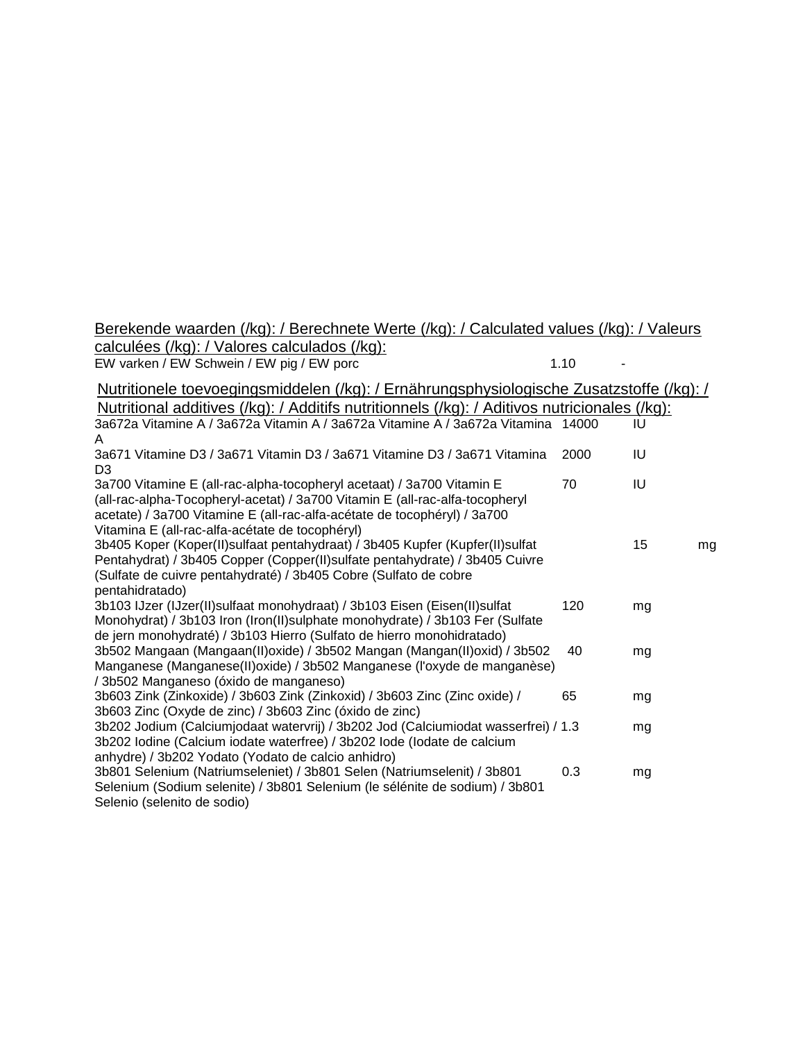Berekende waarden (/kg): / Berechnete Werte (/kg): / Calculated values (/kg): / Valeurs calculées (/kg): / Valores calculados (/kg):

| | | |
|---|---|---|
| EW varken / EW Schwein / EW pig / EW porc | 1.10 | - |

Nutritionele toevoegingsmiddelen (/kg): / Ernährungsphysiologische Zusatzstoffe (/kg): / Nutritional additives (/kg): / Additifs nutritionnels (/kg): / Aditivos nutricionales (/kg):

| | | |
|---|---|---|
| 3a672a Vitamine A / 3a672a Vitamin A / 3a672a Vitamine A / 3a672a Vitamina A | 14000 | IU |
| 3a671 Vitamine D3 / 3a671 Vitamin D3 / 3a671 Vitamine D3 / 3a671 Vitamina D3 | 2000 | IU |
| 3a700 Vitamine E (all-rac-alpha-tocopheryl acetaat) / 3a700 Vitamin E (all-rac-alpha-Tocopheryl-acetat) / 3a700 Vitamin E (all-rac-alfa-tocopheryl acetate) / 3a700 Vitamine E (all-rac-alfa-acétate de tocophéryl) / 3a700 Vitamina E (all-rac-alfa-acétate de tocophéryl) | 70 | IU |
| 3b405 Koper (Koper(II)sulfaat pentahydraat) / 3b405 Kupfer (Kupfer(II)sulfat Pentahydrat) / 3b405 Copper (Copper(II)sulfate pentahydrate) / 3b405 Cuivre (Sulfate de cuivre pentahydraté) / 3b405 Cobre (Sulfato de cobre pentahidratado) | 15 | mg |
| 3b103 IJzer (IJzer(II)sulfaat monohydraat) / 3b103 Eisen (Eisen(II)sulfat Monohydrat) / 3b103 Iron (Iron(II)sulphate monohydrate) / 3b103 Fer (Sulfate de jern monohydraté) / 3b103 Hierro (Sulfato de hierro monohidratado) | 120 | mg |
| 3b502 Mangaan (Mangaan(II)oxide) / 3b502 Mangan (Mangan(II)oxid) / 3b502 Manganese (Manganese(II)oxide) / 3b502 Manganese (l'oxyde de manganèse) / 3b502 Manganeso (óxido de manganeso) | 40 | mg |
| 3b603 Zink (Zinkoxide) / 3b603 Zink (Zinkoxid) / 3b603 Zinc (Zinc oxide) / 3b603 Zinc (Oxyde de zinc) / 3b603 Zinc (óxido de zinc) | 65 | mg |
| 3b202 Jodium (Calciumjodaat watervrij) / 3b202 Jod (Calciumiodat wasserfrei) / 3b202 Iodine (Calcium iodate waterfree) / 3b202 Iode (Iodate de calcium anhydre) / 3b202 Yodato (Yodato de calcio anhidro) | 1.3 | mg |
| 3b801 Selenium (Natriumseleniet) / 3b801 Selen (Natriumselenit) / 3b801 Selenium (Sodium selenite) / 3b801 Selenium (le sélénite de sodium) / 3b801 Selenio (selenito de sodio) | 0.3 | mg |